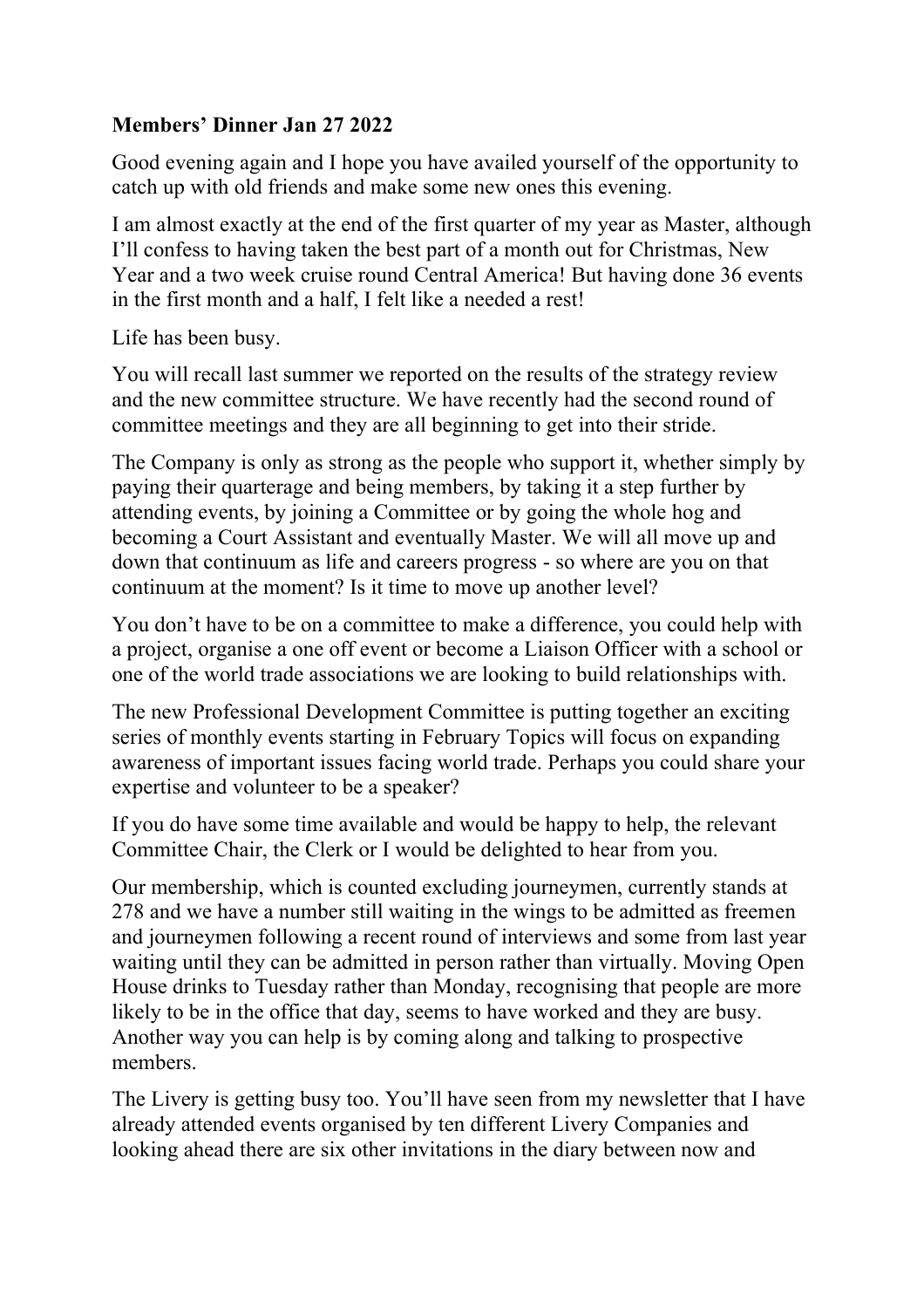**Members' Dinner Jan 27 2022**

Good evening again and I hope you have availed yourself of the opportunity to catch up with old friends and make some new ones this evening.

I am almost exactly at the end of the first quarter of my year as Master, although I'll confess to having taken the best part of a month out for Christmas, New Year and a two week cruise round Central America! But having done 36 events in the first month and a half, I felt like a needed a rest!

Life has been busy.

You will recall last summer we reported on the results of the strategy review and the new committee structure. We have recently had the second round of committee meetings and they are all beginning to get into their stride.

The Company is only as strong as the people who support it, whether simply by paying their quarterage and being members, by taking it a step further by attending events, by joining a Committee or by going the whole hog and becoming a Court Assistant and eventually Master. We will all move up and down that continuum as life and careers progress - so where are you on that continuum at the moment? Is it time to move up another level?

You don't have to be on a committee to make a difference, you could help with a project, organise a one off event or become a Liaison Officer with a school or one of the world trade associations we are looking to build relationships with.

The new Professional Development Committee is putting together an exciting series of monthly events starting in February Topics will focus on expanding awareness of important issues facing world trade. Perhaps you could share your expertise and volunteer to be a speaker?

If you do have some time available and would be happy to help, the relevant Committee Chair, the Clerk or I would be delighted to hear from you.

Our membership, which is counted excluding journeymen, currently stands at 278 and we have a number still waiting in the wings to be admitted as freemen and journeymen following a recent round of interviews and some from last year waiting until they can be admitted in person rather than virtually. Moving Open House drinks to Tuesday rather than Monday, recognising that people are more likely to be in the office that day, seems to have worked and they are busy. Another way you can help is by coming along and talking to prospective members.

The Livery is getting busy too. You'll have seen from my newsletter that I have already attended events organised by ten different Livery Companies and looking ahead there are six other invitations in the diary between now and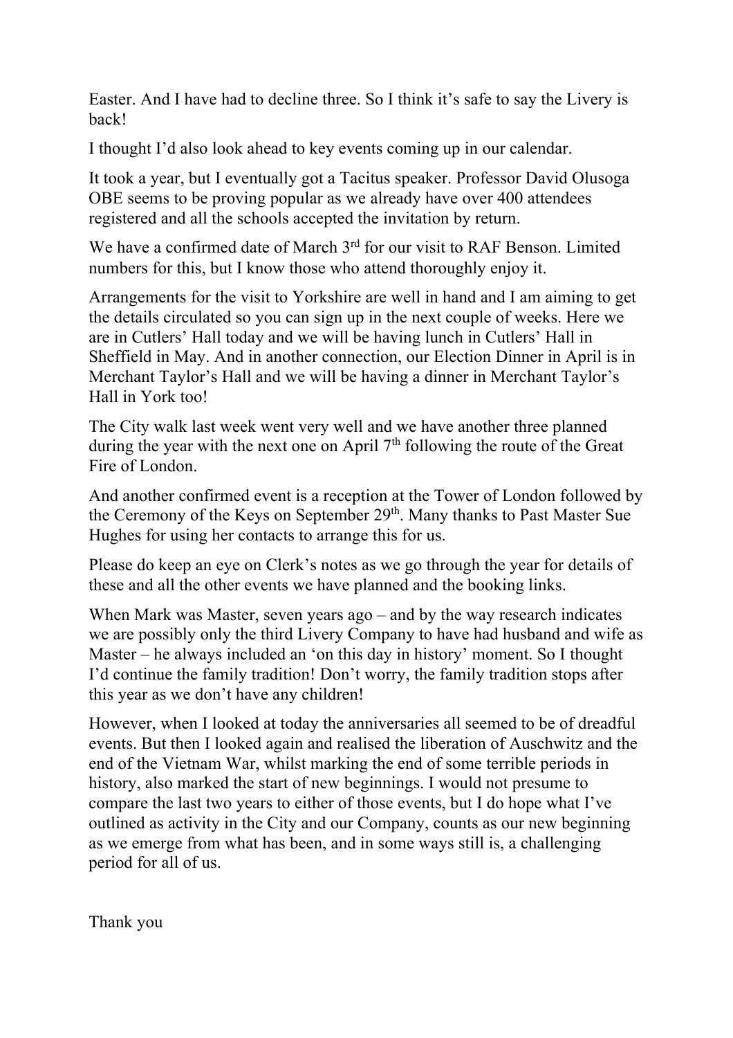Easter. And I have had to decline three. So I think it's safe to say the Livery is back!

I thought I'd also look ahead to key events coming up in our calendar.

It took a year, but I eventually got a Tacitus speaker. Professor David Olusoga OBE seems to be proving popular as we already have over 400 attendees registered and all the schools accepted the invitation by return.

We have a confirmed date of March 3rd for our visit to RAF Benson. Limited numbers for this, but I know those who attend thoroughly enjoy it.

Arrangements for the visit to Yorkshire are well in hand and I am aiming to get the details circulated so you can sign up in the next couple of weeks. Here we are in Cutlers' Hall today and we will be having lunch in Cutlers' Hall in Sheffield in May. And in another connection, our Election Dinner in April is in Merchant Taylor's Hall and we will be having a dinner in Merchant Taylor's Hall in York too!

The City walk last week went very well and we have another three planned during the year with the next one on April 7th following the route of the Great Fire of London.

And another confirmed event is a reception at the Tower of London followed by the Ceremony of the Keys on September 29th. Many thanks to Past Master Sue Hughes for using her contacts to arrange this for us.

Please do keep an eye on Clerk's notes as we go through the year for details of these and all the other events we have planned and the booking links.

When Mark was Master, seven years ago – and by the way research indicates we are possibly only the third Livery Company to have had husband and wife as Master – he always included an 'on this day in history' moment. So I thought I'd continue the family tradition! Don't worry, the family tradition stops after this year as we don't have any children!

However, when I looked at today the anniversaries all seemed to be of dreadful events. But then I looked again and realised the liberation of Auschwitz and the end of the Vietnam War, whilst marking the end of some terrible periods in history, also marked the start of new beginnings. I would not presume to compare the last two years to either of those events, but I do hope what I've outlined as activity in the City and our Company, counts as our new beginning as we emerge from what has been, and in some ways still is, a challenging period for all of us.

Thank you